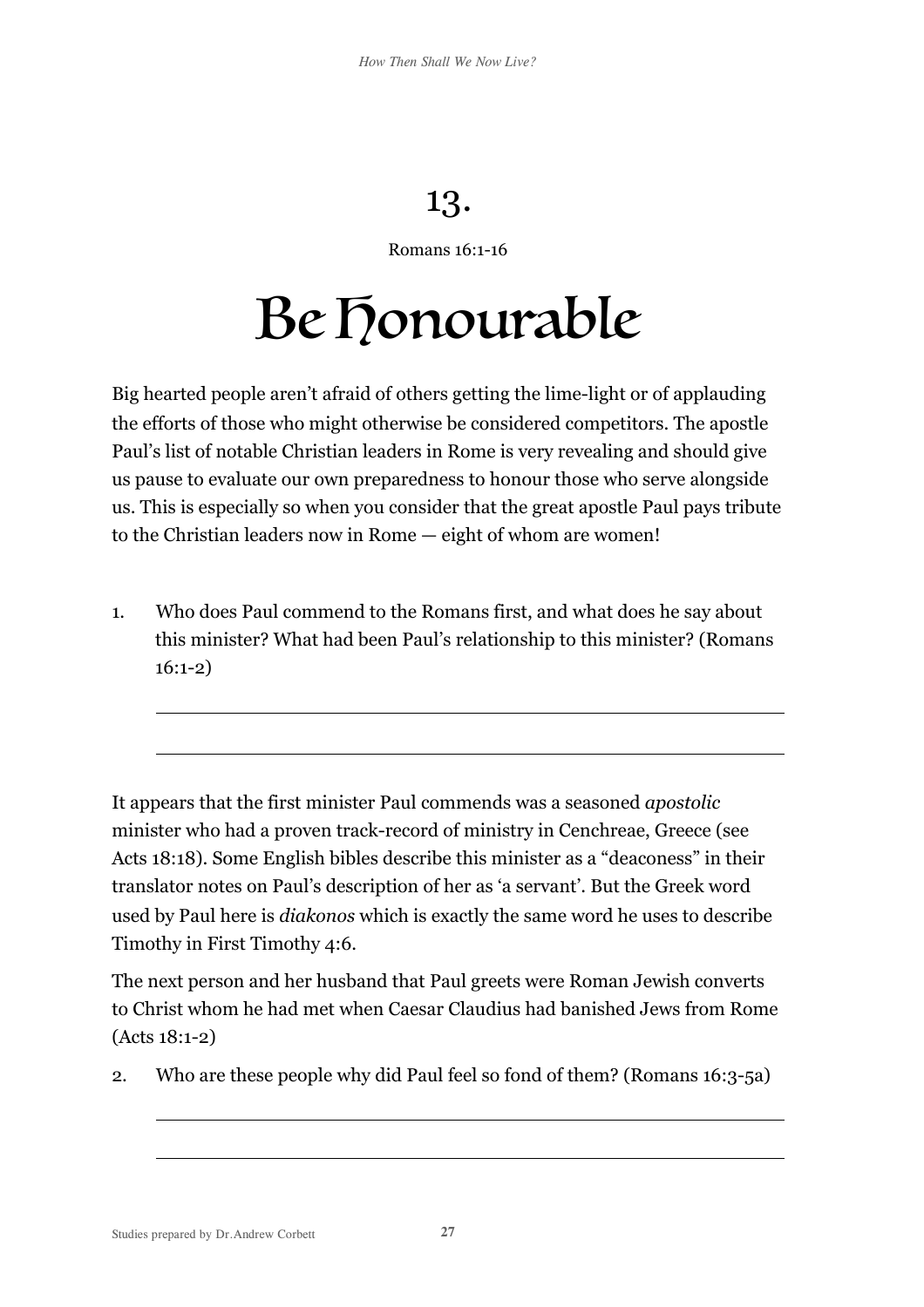# 13.

Romans 16:1-16

# Be Honourable

Big hearted people aren't afraid of others getting the lime-light or of applauding the efforts of those who might otherwise be considered competitors. The apostle Paul's list of notable Christian leaders in Rome is very revealing and should give us pause to evaluate our own preparedness to honour those who serve alongside us. This is especially so when you consider that the great apostle Paul pays tribute to the Christian leaders now in Rome — eight of whom are women!

1. Who does Paul commend to the Romans first, and what does he say about this minister? What had been Paul's relationship to this minister? (Romans 16:1-2)

It appears that the first minister Paul commends was a seasoned *apostolic* minister who had a proven track-record of ministry in Cenchreae, Greece (see Acts 18:18). Some English bibles describe this minister as a "deaconess" in their translator notes on Paul's description of her as 'a servant'. But the Greek word used by Paul here is *diakonos* which is exactly the same word he uses to describe Timothy in First Timothy 4:6.

The next person and her husband that Paul greets were Roman Jewish converts to Christ whom he had met when Caesar Claudius had banished Jews from Rome (Acts 18:1-2)

2. Who are these people why did Paul feel so fond of them? (Romans 16:3-5a)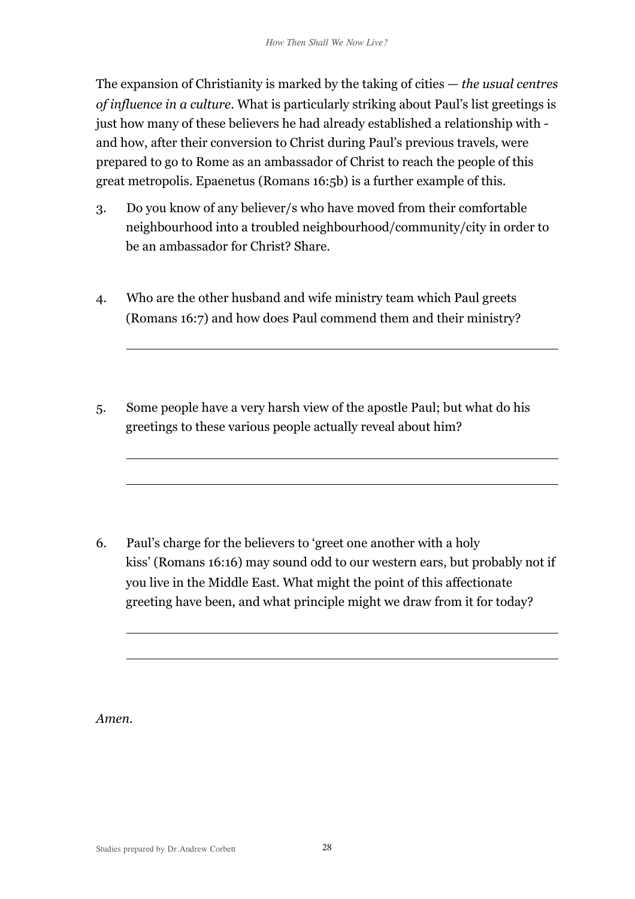The expansion of Christianity is marked by the taking of cities — *the usual centres of influence in a culture*. What is particularly striking about Paul's list greetings is just how many of these believers he had already established a relationship with - and how, after their conversion to Christ during Paul's previous travels, were prepared to go to Rome as an ambassador of Christ to reach the people of this great metropolis. Epaenetus (Romans 16:5b) is a further example of this.

3. Do you know of any believer/s who have moved from their comfortable neighbourhood into a troubled neighbourhood/community/city in order to be an ambassador for Christ? Share.

4. Who are the other husband and wife ministry team which Paul greets (Romans 16:7) and how does Paul commend them and their ministry?

5. Some people have a very harsh view of the apostle Paul; but what do his greetings to these various people actually reveal about him?

6. Paul's charge for the believers to 'greet one another with a holy kiss' (Romans 16:16) may sound odd to our western ears, but probably not if you live in the Middle East. What might the point of this affectionate greeting have been, and what principle might we draw from it for today?

*Amen.*